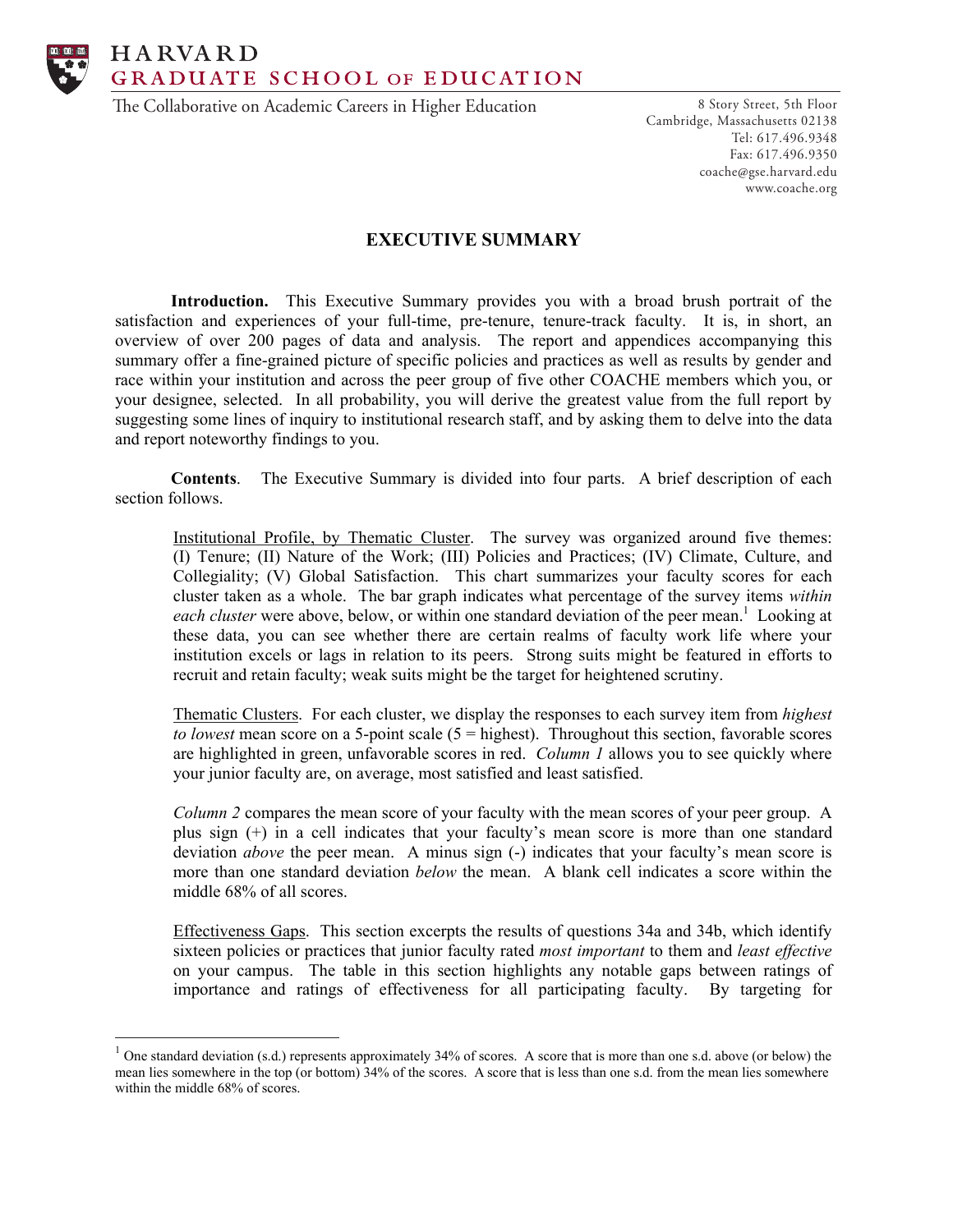# HARVARD
## GRADUATE SCHOOL OF EDUCATION

The Collaborative on Academic Careers in Higher Education

8 Story Street, 5th Floor
Cambridge, Massachusetts 02138
Tel: 617.496.9348
Fax: 617.496.9350
coache@gse.harvard.edu
www.coache.org

## EXECUTIVE SUMMARY

**Introduction.** This Executive Summary provides you with a broad brush portrait of the satisfaction and experiences of your full-time, pre-tenure, tenure-track faculty. It is, in short, an overview of over 200 pages of data and analysis. The report and appendices accompanying this summary offer a fine-grained picture of specific policies and practices as well as results by gender and race within your institution and across the peer group of five other COACHE members which you, or your designee, selected. In all probability, you will derive the greatest value from the full report by suggesting some lines of inquiry to institutional research staff, and by asking them to delve into the data and report noteworthy findings to you.

**Contents**. The Executive Summary is divided into four parts. A brief description of each section follows.

> Institutional Profile, by Thematic Cluster. The survey was organized around five themes: (I) Tenure; (II) Nature of the Work; (III) Policies and Practices; (IV) Climate, Culture, and Collegiality; (V) Global Satisfaction. This chart summarizes your faculty scores for each cluster taken as a whole. The bar graph indicates what percentage of the survey items *within each cluster* were above, below, or within one standard deviation of the peer mean.[1] Looking at these data, you can see whether there are certain realms of faculty work life where your institution excels or lags in relation to its peers. Strong suits might be featured in efforts to recruit and retain faculty; weak suits might be the target for heightened scrutiny.
>
> Thematic Clusters. For each cluster, we display the responses to each survey item from *highest to lowest* mean score on a 5-point scale (5 = highest). Throughout this section, favorable scores are highlighted in green, unfavorable scores in red. *Column 1* allows you to see quickly where your junior faculty are, on average, most satisfied and least satisfied.
>
> *Column 2* compares the mean score of your faculty with the mean scores of your peer group. A plus sign (+) in a cell indicates that your faculty's mean score is more than one standard deviation *above* the peer mean. A minus sign (-) indicates that your faculty's mean score is more than one standard deviation *below* the mean. A blank cell indicates a score within the middle 68% of all scores.
>
> Effectiveness Gaps. This section excerpts the results of questions 34a and 34b, which identify sixteen policies or practices that junior faculty rated *most important* to them and *least effective* on your campus. The table in this section highlights any notable gaps between ratings of importance and ratings of effectiveness for all participating faculty. By targeting for

[1] One standard deviation (s.d.) represents approximately 34% of scores. A score that is more than one s.d. above (or below) the mean lies somewhere in the top (or bottom) 34% of the scores. A score that is less than one s.d. from the mean lies somewhere within the middle 68% of scores.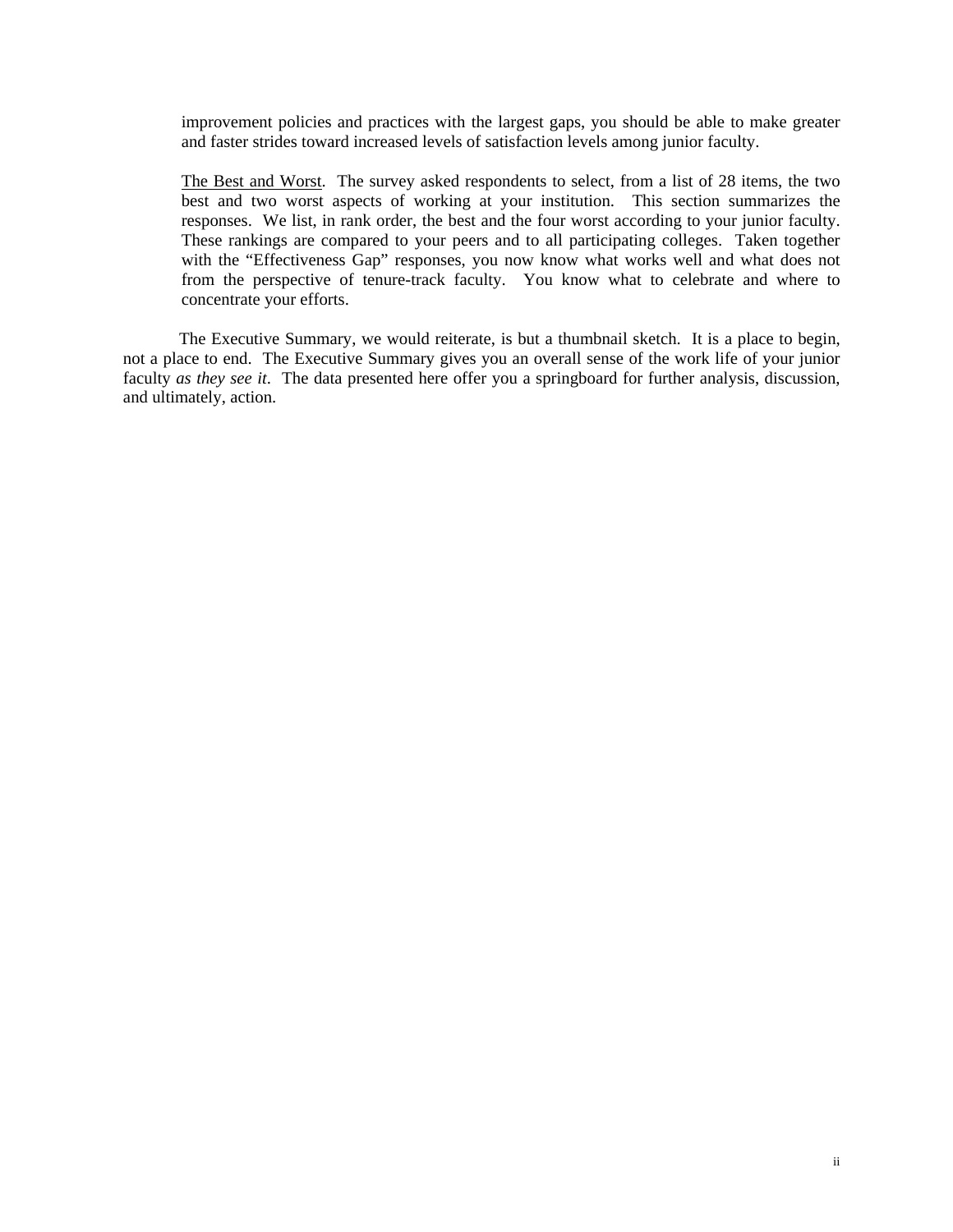improvement policies and practices with the largest gaps, you should be able to make greater and faster strides toward increased levels of satisfaction levels among junior faculty.

<u>The Best and Worst</u>. The survey asked respondents to select, from a list of 28 items, the two best and two worst aspects of working at your institution. This section summarizes the responses. We list, in rank order, the best and the four worst according to your junior faculty. These rankings are compared to your peers and to all participating colleges. Taken together with the "Effectiveness Gap" responses, you now know what works well and what does not from the perspective of tenure-track faculty. You know what to celebrate and where to concentrate your efforts.

The Executive Summary, we would reiterate, is but a thumbnail sketch. It is a place to begin, not a place to end. The Executive Summary gives you an overall sense of the work life of your junior faculty *as they see it*. The data presented here offer you a springboard for further analysis, discussion, and ultimately, action.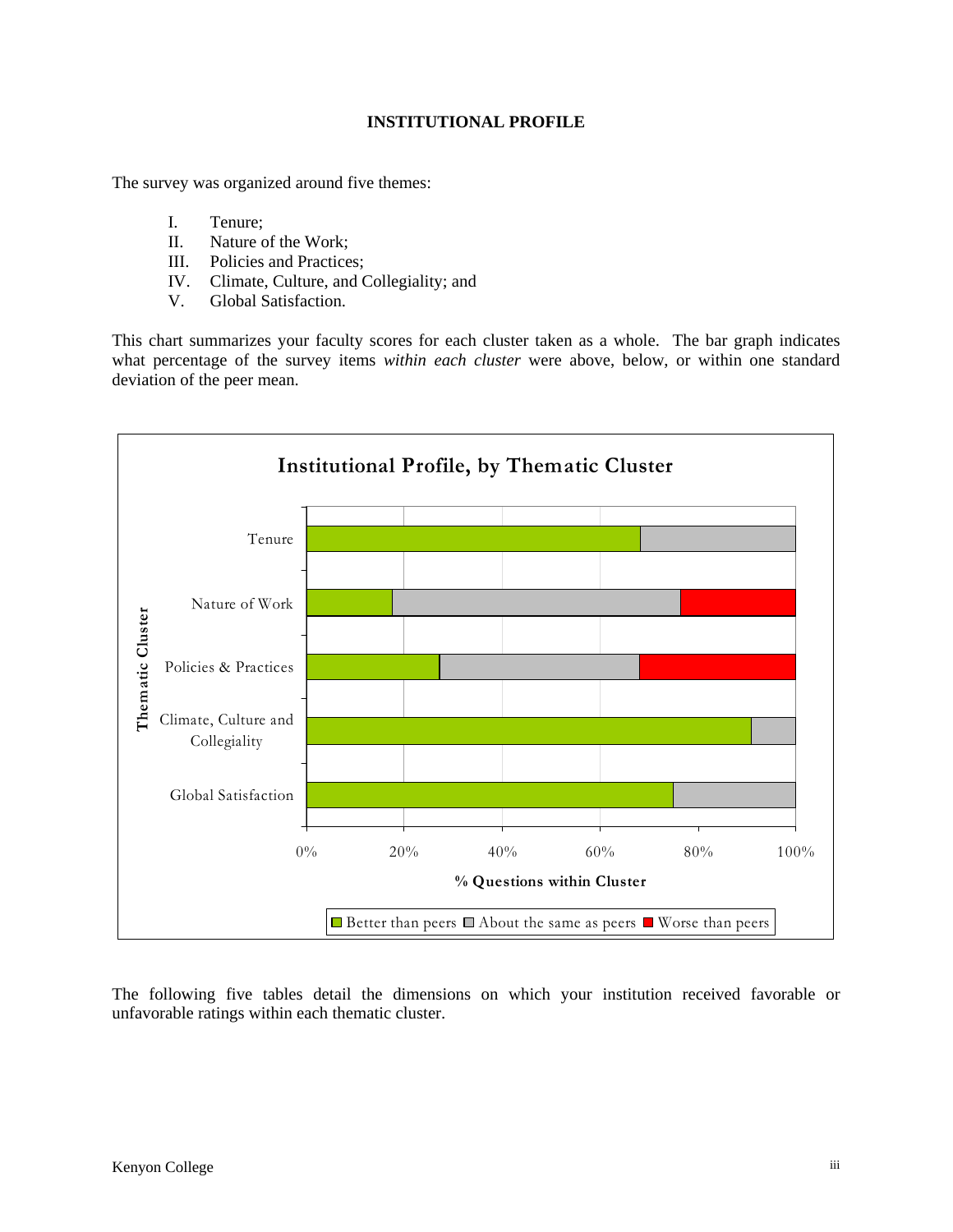# INSTITUTIONAL PROFILE

The survey was organized around five themes:

I. Tenure;
II. Nature of the Work;
III. Policies and Practices;
IV. Climate, Culture, and Collegiality; and
V. Global Satisfaction.

This chart summarizes your faculty scores for each cluster taken as a whole. The bar graph indicates what percentage of the survey items *within each cluster* were above, below, or within one standard deviation of the peer mean.

**Institutional Profile, by Thematic Cluster**

The following five tables detail the dimensions on which your institution received favorable or unfavorable ratings within each thematic cluster.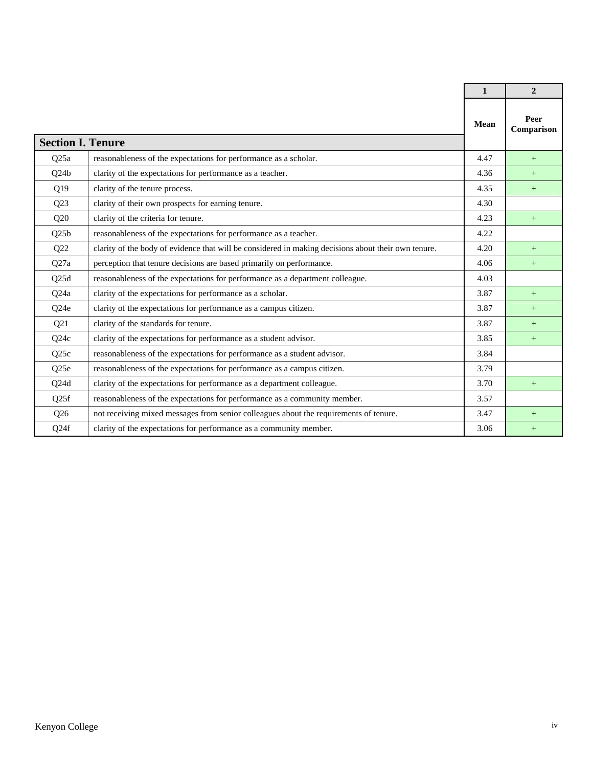| | | 1 | 2 |
|---|---|---|---|
| | | Mean | Peer Comparison |
| **Section I. Tenure** | | | |
| Q25a | reasonableness of the expectations for performance as a scholar. | 4.47 | + |
| Q24b | clarity of the expectations for performance as a teacher. | 4.36 | + |
| Q19 | clarity of the tenure process. | 4.35 | + |
| Q23 | clarity of their own prospects for earning tenure. | 4.30 | |
| Q20 | clarity of the criteria for tenure. | 4.23 | + |
| Q25b | reasonableness of the expectations for performance as a teacher. | 4.22 | |
| Q22 | clarity of the body of evidence that will be considered in making decisions about their own tenure. | 4.20 | + |
| Q27a | perception that tenure decisions are based primarily on performance. | 4.06 | + |
| Q25d | reasonableness of the expectations for performance as a department colleague. | 4.03 | |
| Q24a | clarity of the expectations for performance as a scholar. | 3.87 | + |
| Q24e | clarity of the expectations for performance as a campus citizen. | 3.87 | + |
| Q21 | clarity of the standards for tenure. | 3.87 | + |
| Q24c | clarity of the expectations for performance as a student advisor. | 3.85 | + |
| Q25c | reasonableness of the expectations for performance as a student advisor. | 3.84 | |
| Q25e | reasonableness of the expectations for performance as a campus citizen. | 3.79 | |
| Q24d | clarity of the expectations for performance as a department colleague. | 3.70 | + |
| Q25f | reasonableness of the expectations for performance as a community member. | 3.57 | |
| Q26 | not receiving mixed messages from senior colleagues about the requirements of tenure. | 3.47 | + |
| Q24f | clarity of the expectations for performance as a community member. | 3.06 | + |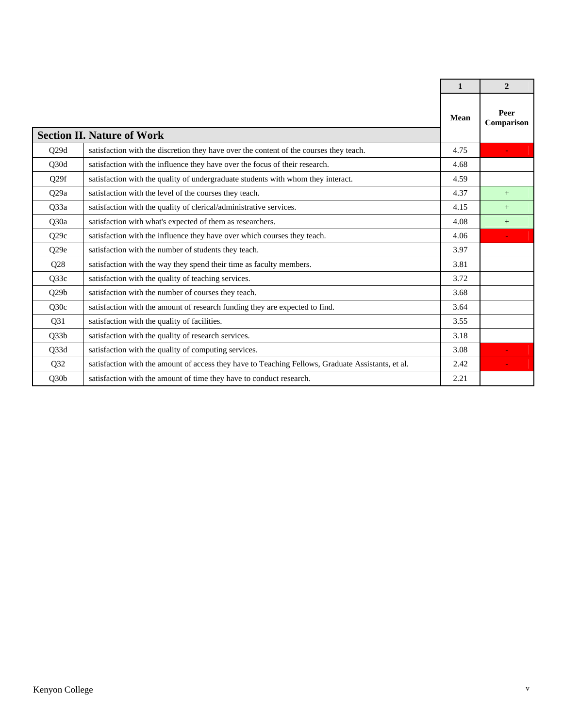| | | 1 | 2 |
|---|---|---|---|
| | | Mean | Peer Comparison |
| **Section II. Nature of Work** | | | |
| Q29d | satisfaction with the discretion they have over the content of the courses they teach. | 4.75 | - |
| Q30d | satisfaction with the influence they have over the focus of their research. | 4.68 | |
| Q29f | satisfaction with the quality of undergraduate students with whom they interact. | 4.59 | |
| Q29a | satisfaction with the level of the courses they teach. | 4.37 | + |
| Q33a | satisfaction with the quality of clerical/administrative services. | 4.15 | + |
| Q30a | satisfaction with what's expected of them as researchers. | 4.08 | + |
| Q29c | satisfaction with the influence they have over which courses they teach. | 4.06 | - |
| Q29e | satisfaction with the number of students they teach. | 3.97 | |
| Q28 | satisfaction with the way they spend their time as faculty members. | 3.81 | |
| Q33c | satisfaction with the quality of teaching services. | 3.72 | |
| Q29b | satisfaction with the number of courses they teach. | 3.68 | |
| Q30c | satisfaction with the amount of research funding they are expected to find. | 3.64 | |
| Q31 | satisfaction with the quality of facilities. | 3.55 | |
| Q33b | satisfaction with the quality of research services. | 3.18 | |
| Q33d | satisfaction with the quality of computing services. | 3.08 | - |
| Q32 | satisfaction with the amount of access they have to Teaching Fellows, Graduate Assistants, et al. | 2.42 | - |
| Q30b | satisfaction with the amount of time they have to conduct research. | 2.21 | |

Kenyon College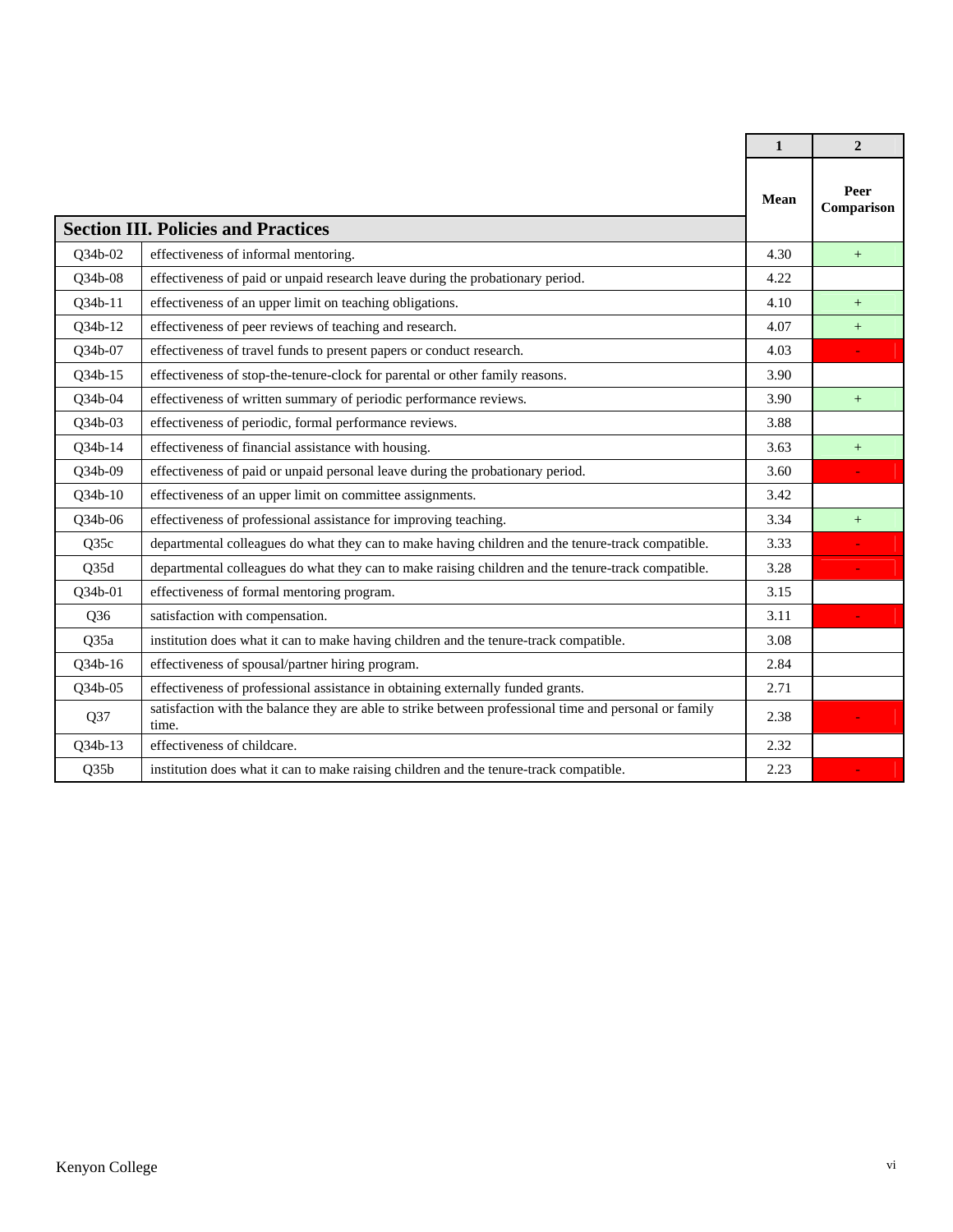| | | 1 | 2 |
|---|---|---|---|
| **Section III. Policies and Practices** | | **Mean** | **Peer Comparison** |
| Q34b-02 | effectiveness of informal mentoring. | 4.30 | + |
| Q34b-08 | effectiveness of paid or unpaid research leave during the probationary period. | 4.22 | |
| Q34b-11 | effectiveness of an upper limit on teaching obligations. | 4.10 | + |
| Q34b-12 | effectiveness of peer reviews of teaching and research. | 4.07 | + |
| Q34b-07 | effectiveness of travel funds to present papers or conduct research. | 4.03 | - |
| Q34b-15 | effectiveness of stop-the-tenure-clock for parental or other family reasons. | 3.90 | |
| Q34b-04 | effectiveness of written summary of periodic performance reviews. | 3.90 | + |
| Q34b-03 | effectiveness of periodic, formal performance reviews. | 3.88 | |
| Q34b-14 | effectiveness of financial assistance with housing. | 3.63 | + |
| Q34b-09 | effectiveness of paid or unpaid personal leave during the probationary period. | 3.60 | - |
| Q34b-10 | effectiveness of an upper limit on committee assignments. | 3.42 | |
| Q34b-06 | effectiveness of professional assistance for improving teaching. | 3.34 | + |
| Q35c | departmental colleagues do what they can to make having children and the tenure-track compatible. | 3.33 | - |
| Q35d | departmental colleagues do what they can to make raising children and the tenure-track compatible. | 3.28 | - |
| Q34b-01 | effectiveness of formal mentoring program. | 3.15 | |
| Q36 | satisfaction with compensation. | 3.11 | - |
| Q35a | institution does what it can to make having children and the tenure-track compatible. | 3.08 | |
| Q34b-16 | effectiveness of spousal/partner hiring program. | 2.84 | |
| Q34b-05 | effectiveness of professional assistance in obtaining externally funded grants. | 2.71 | |
| Q37 | satisfaction with the balance they are able to strike between professional time and personal or family time. | 2.38 | - |
| Q34b-13 | effectiveness of childcare. | 2.32 | |
| Q35b | institution does what it can to make raising children and the tenure-track compatible. | 2.23 | - |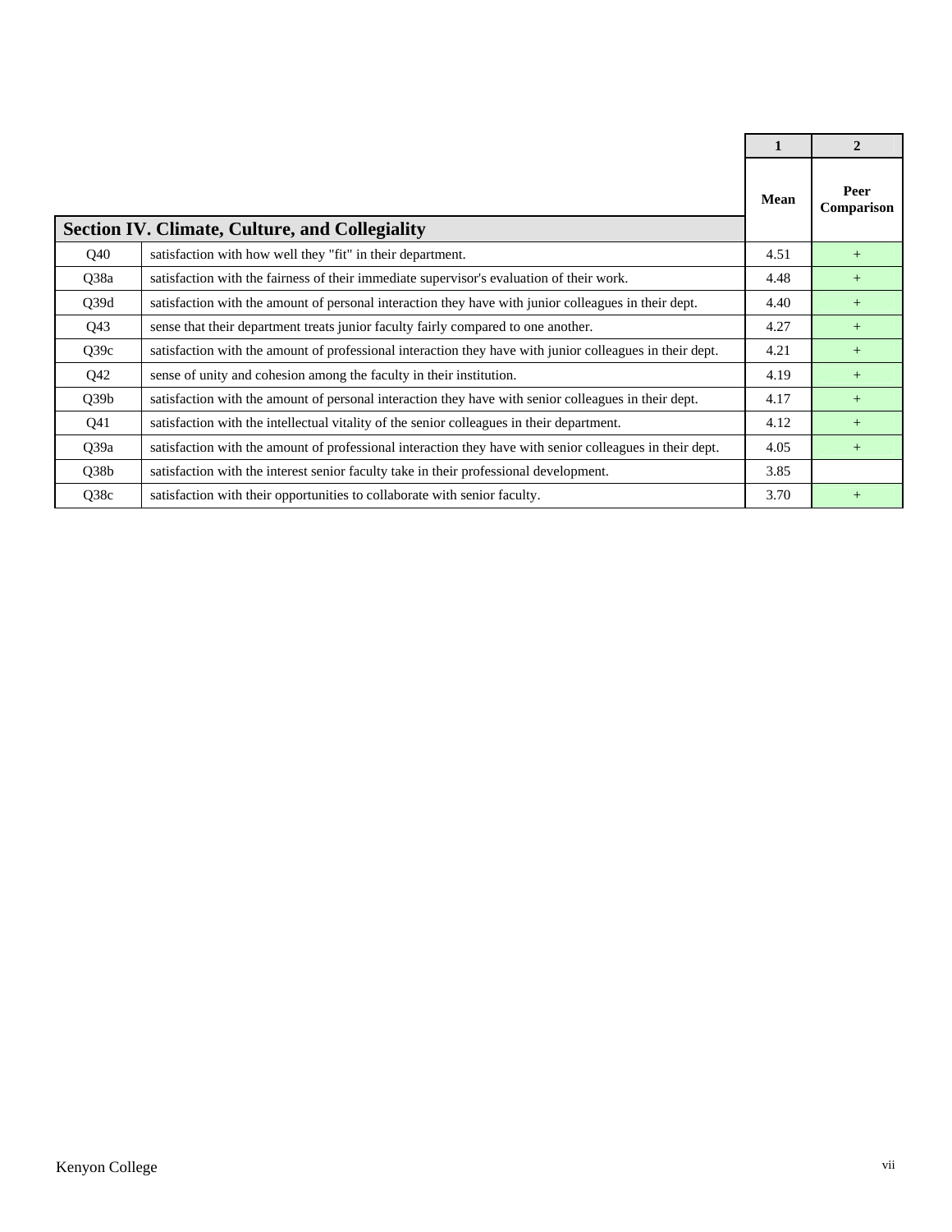## Section IV. Climate, Culture, and Collegiality

| | | 1 | 2 |
|---|---|---|---|
| | | Mean | Peer Comparison |
| Q40 | satisfaction with how well they "fit" in their department. | 4.51 | + |
| Q38a | satisfaction with the fairness of their immediate supervisor's evaluation of their work. | 4.48 | + |
| Q39d | satisfaction with the amount of personal interaction they have with junior colleagues in their dept. | 4.40 | + |
| Q43 | sense that their department treats junior faculty fairly compared to one another. | 4.27 | + |
| Q39c | satisfaction with the amount of professional interaction they have with junior colleagues in their dept. | 4.21 | + |
| Q42 | sense of unity and cohesion among the faculty in their institution. | 4.19 | + |
| Q39b | satisfaction with the amount of personal interaction they have with senior colleagues in their dept. | 4.17 | + |
| Q41 | satisfaction with the intellectual vitality of the senior colleagues in their department. | 4.12 | + |
| Q39a | satisfaction with the amount of professional interaction they have with senior colleagues in their dept. | 4.05 | + |
| Q38b | satisfaction with the interest senior faculty take in their professional development. | 3.85 | |
| Q38c | satisfaction with their opportunities to collaborate with senior faculty. | 3.70 | + |

Kenyon College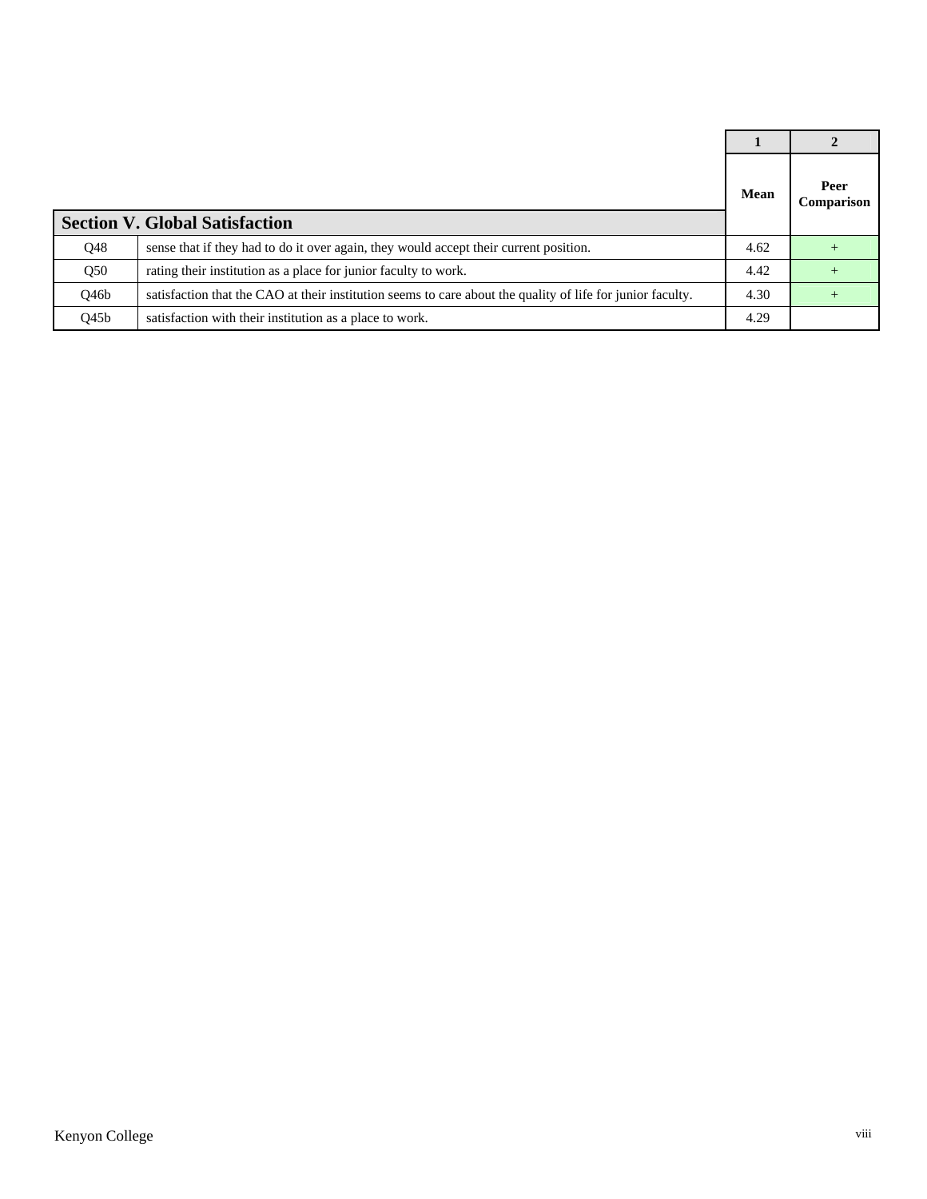| Section V. Global Satisfaction | | 1 | 2 |
|---|---|---|---|
| | | Mean | Peer Comparison |
| Q48 | sense that if they had to do it over again, they would accept their current position. | 4.62 | + |
| Q50 | rating their institution as a place for junior faculty to work. | 4.42 | + |
| Q46b | satisfaction that the CAO at their institution seems to care about the quality of life for junior faculty. | 4.30 | + |
| Q45b | satisfaction with their institution as a place to work. | 4.29 | |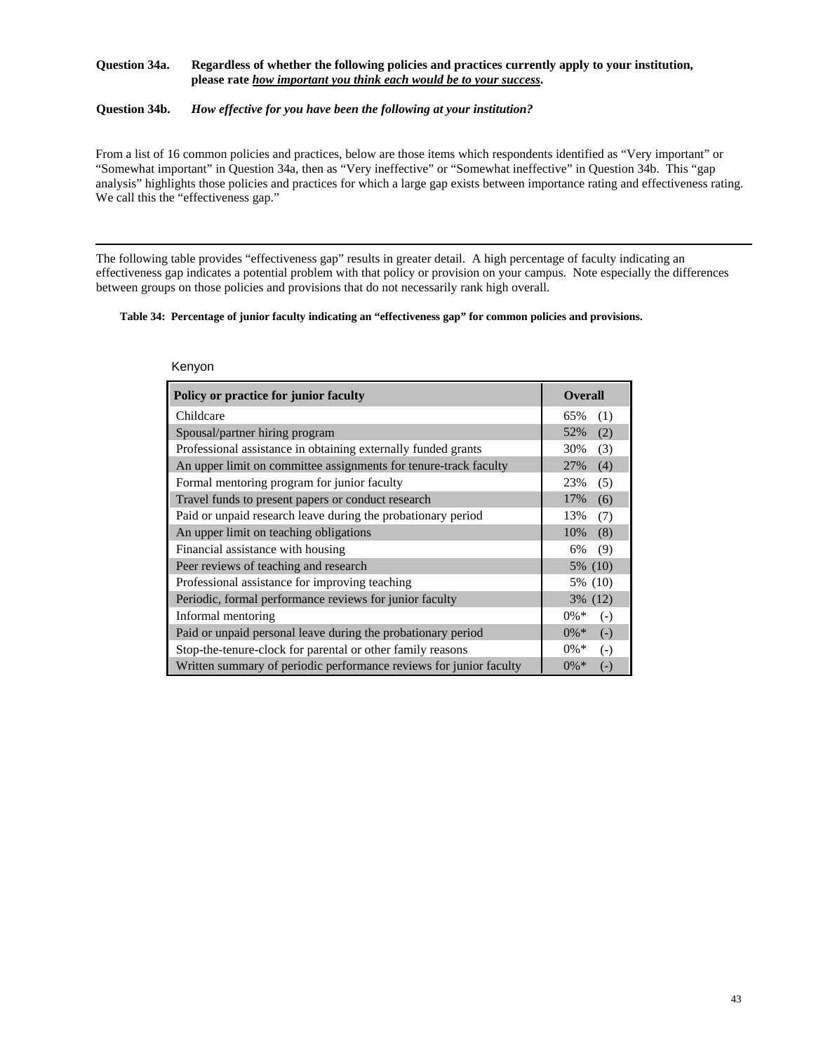**Question 34a.** **Regardless of whether the following policies and practices currently apply to your institution, please rate *how important you think each would be to your success*.**

**Question 34b.** ***How effective for you have been the following at your institution?***

From a list of 16 common policies and practices, below are those items which respondents identified as "Very important" or "Somewhat important" in Question 34a, then as "Very ineffective" or "Somewhat ineffective" in Question 34b. This "gap analysis" highlights those policies and practices for which a large gap exists between importance rating and effectiveness rating. We call this the "effectiveness gap."

---

The following table provides "effectiveness gap" results in greater detail. A high percentage of faculty indicating an effectiveness gap indicates a potential problem with that policy or provision on your campus. Note especially the differences between groups on those policies and provisions that do not necessarily rank high overall.

**Table 34: Percentage of junior faculty indicating an "effectiveness gap" for common policies and provisions.**

Kenyon

| Policy or practice for junior faculty | Overall |
|---|---|
| Childcare | 65% (1) |
| Spousal/partner hiring program | 52% (2) |
| Professional assistance in obtaining externally funded grants | 30% (3) |
| An upper limit on committee assignments for tenure-track faculty | 27% (4) |
| Formal mentoring program for junior faculty | 23% (5) |
| Travel funds to present papers or conduct research | 17% (6) |
| Paid or unpaid research leave during the probationary period | 13% (7) |
| An upper limit on teaching obligations | 10% (8) |
| Financial assistance with housing | 6% (9) |
| Peer reviews of teaching and research | 5% (10) |
| Professional assistance for improving teaching | 5% (10) |
| Periodic, formal performance reviews for junior faculty | 3% (12) |
| Informal mentoring | 0%* (-) |
| Paid or unpaid personal leave during the probationary period | 0%* (-) |
| Stop-the-tenure-clock for parental or other family reasons | 0%* (-) |
| Written summary of periodic performance reviews for junior faculty | 0%* (-) |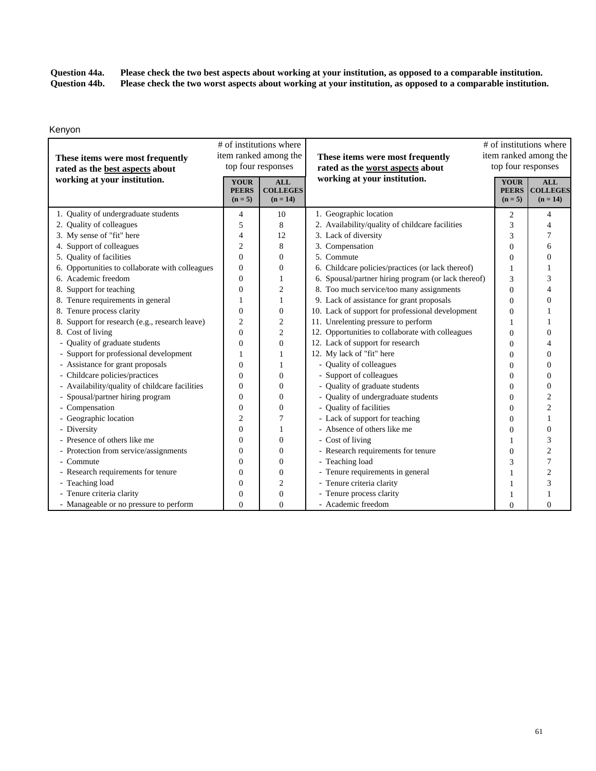**Question 44a.** **Please check the two best aspects about working at your institution, as opposed to a comparable institution.**
**Question 44b.** **Please check the two worst aspects about working at your institution, as opposed to a comparable institution.**

Kenyon

| These items were most frequently rated as the best aspects about working at your institution. | # of institutions where item ranked among the top four responses | | These items were most frequently rated as the worst aspects about working at your institution. | # of institutions where item ranked among the top four responses | |
|---|---|---|---|---|---|
| | YOUR PEERS (n = 5) | ALL COLLEGES (n = 14) | | YOUR PEERS (n = 5) | ALL COLLEGES (n = 14) |
| 1. Quality of undergraduate students | 4 | 10 | 1. Geographic location | 2 | 4 |
| 2. Quality of colleagues | 5 | 8 | 2. Availability/quality of childcare facilities | 3 | 4 |
| 3. My sense of "fit" here | 4 | 12 | 3. Lack of diversity | 3 | 7 |
| 4. Support of colleagues | 2 | 8 | 3. Compensation | 0 | 6 |
| 5. Quality of facilities | 0 | 0 | 5. Commute | 0 | 0 |
| 6. Opportunities to collaborate with colleagues | 0 | 0 | 6. Childcare policies/practices (or lack thereof) | 1 | 1 |
| 6. Academic freedom | 0 | 1 | 6. Spousal/partner hiring program (or lack thereof) | 3 | 3 |
| 8. Support for teaching | 0 | 2 | 8. Too much service/too many assignments | 0 | 4 |
| 8. Tenure requirements in general | 1 | 1 | 9. Lack of assistance for grant proposals | 0 | 0 |
| 8. Tenure process clarity | 0 | 0 | 10. Lack of support for professional development | 0 | 1 |
| 8. Support for research (e.g., research leave) | 2 | 2 | 11. Unrelenting pressure to perform | 1 | 1 |
| 8. Cost of living | 0 | 2 | 12. Opportunities to collaborate with colleagues | 0 | 0 |
| - Quality of graduate students | 0 | 0 | 12. Lack of support for research | 0 | 4 |
| - Support for professional development | 1 | 1 | 12. My lack of "fit" here | 0 | 0 |
| - Assistance for grant proposals | 0 | 1 | - Quality of colleagues | 0 | 0 |
| - Childcare policies/practices | 0 | 0 | - Support of colleagues | 0 | 0 |
| - Availability/quality of childcare facilities | 0 | 0 | - Quality of graduate students | 0 | 0 |
| - Spousal/partner hiring program | 0 | 0 | - Quality of undergraduate students | 0 | 2 |
| - Compensation | 0 | 0 | - Quality of facilities | 0 | 2 |
| - Geographic location | 2 | 7 | - Lack of support for teaching | 0 | 1 |
| - Diversity | 0 | 1 | - Absence of others like me | 0 | 0 |
| - Presence of others like me | 0 | 0 | - Cost of living | 1 | 3 |
| - Protection from service/assignments | 0 | 0 | - Research requirements for tenure | 0 | 2 |
| - Commute | 0 | 0 | - Teaching load | 3 | 7 |
| - Research requirements for tenure | 0 | 0 | - Tenure requirements in general | 1 | 2 |
| - Teaching load | 0 | 2 | - Tenure criteria clarity | 1 | 3 |
| - Tenure criteria clarity | 0 | 0 | - Tenure process clarity | 1 | 1 |
| - Manageable or no pressure to perform | 0 | 0 | - Academic freedom | 0 | 0 |